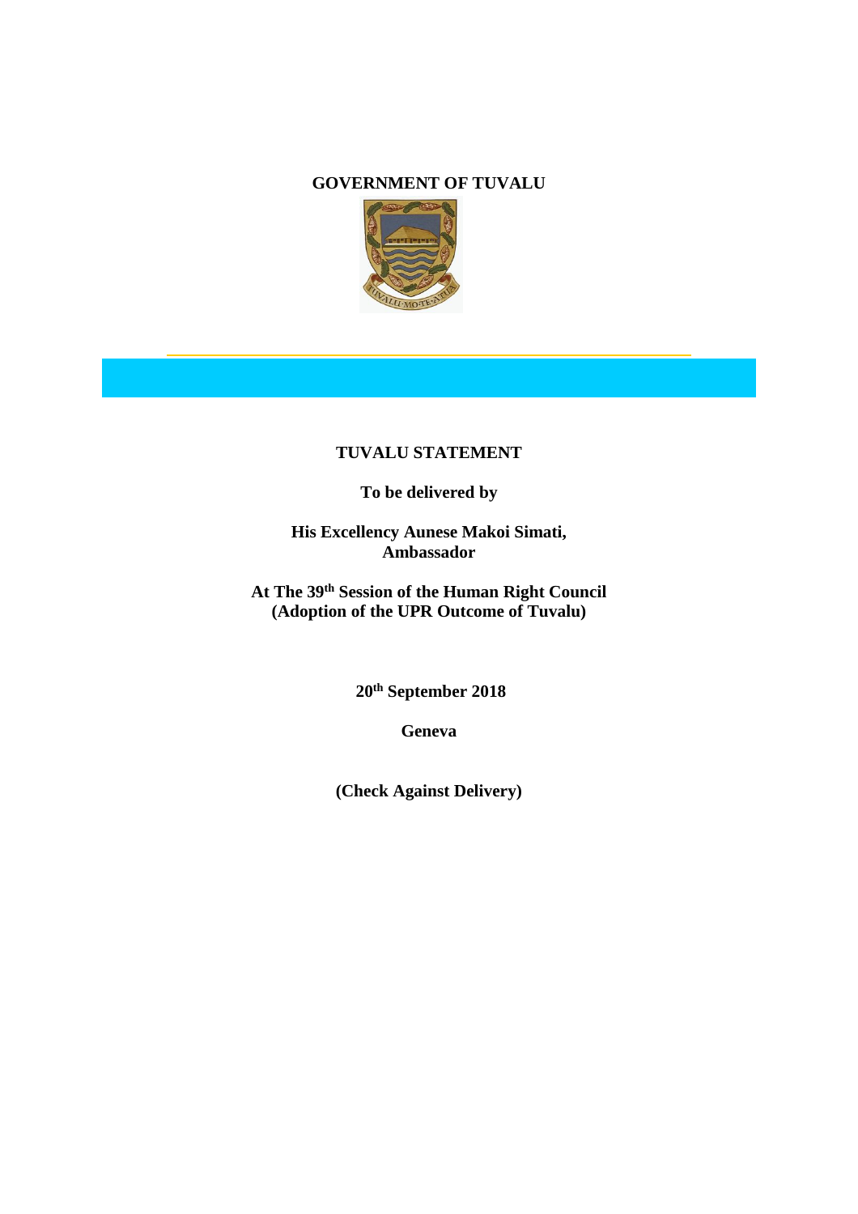**GOVERNMENT OF TUVALU**

**TUVALU STATEMENT**

**To be delivered by**

**His Excellency Aunese Makoi Simati, Ambassador**

**At The 39th Session of the Human Right Council (Adoption of the UPR Outcome of Tuvalu)**

**20th September 2018**

**Geneva**

**(Check Against Delivery)**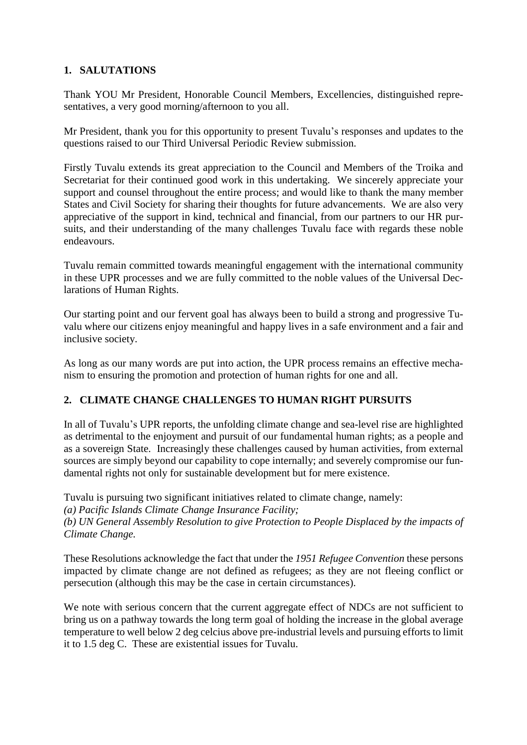## 1. SALUTATIONS

Thank YOU Mr President, Honorable Council Members, Excellencies, distinguished representatives, a very good morning/afternoon to you all.

Mr President, thank you for this opportunity to present Tuvalu's responses and updates to the questions raised to our Third Universal Periodic Review submission.

Firstly Tuvalu extends its great appreciation to the Council and Members of the Troika and Secretariat for their continued good work in this undertaking. We sincerely appreciate your support and counsel throughout the entire process; and would like to thank the many member States and Civil Society for sharing their thoughts for future advancements. We are also very appreciative of the support in kind, technical and financial, from our partners to our HR pursuits, and their understanding of the many challenges Tuvalu face with regards these noble endeavours.

Tuvalu remain committed towards meaningful engagement with the international community in these UPR processes and we are fully committed to the noble values of the Universal Declarations of Human Rights.

Our starting point and our fervent goal has always been to build a strong and progressive Tuvalu where our citizens enjoy meaningful and happy lives in a safe environment and a fair and inclusive society.

As long as our many words are put into action, the UPR process remains an effective mechanism to ensuring the promotion and protection of human rights for one and all.

## 2. CLIMATE CHANGE CHALLENGES TO HUMAN RIGHT PURSUITS

In all of Tuvalu's UPR reports, the unfolding climate change and sea-level rise are highlighted as detrimental to the enjoyment and pursuit of our fundamental human rights; as a people and as a sovereign State. Increasingly these challenges caused by human activities, from external sources are simply beyond our capability to cope internally; and severely compromise our fundamental rights not only for sustainable development but for mere existence.

Tuvalu is pursuing two significant initiatives related to climate change, namely:
*(a) Pacific Islands Climate Change Insurance Facility;*
*(b) UN General Assembly Resolution to give Protection to People Displaced by the impacts of Climate Change.*

These Resolutions acknowledge the fact that under the *1951 Refugee Convention* these persons impacted by climate change are not defined as refugees; as they are not fleeing conflict or persecution (although this may be the case in certain circumstances).

We note with serious concern that the current aggregate effect of NDCs are not sufficient to bring us on a pathway towards the long term goal of holding the increase in the global average temperature to well below 2 deg celcius above pre-industrial levels and pursuing efforts to limit it to 1.5 deg C. These are existential issues for Tuvalu.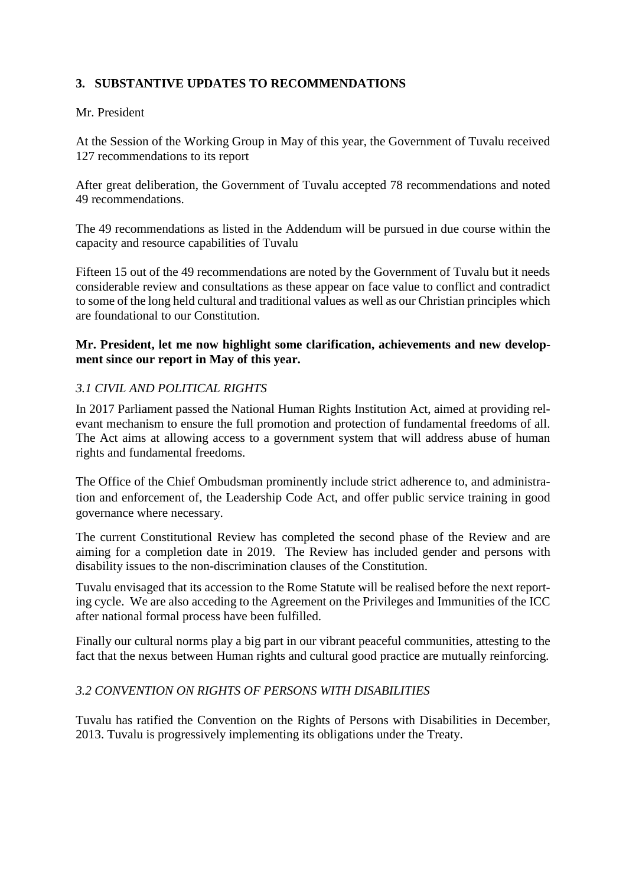## 3. SUBSTANTIVE UPDATES TO RECOMMENDATIONS

Mr. President

At the Session of the Working Group in May of this year, the Government of Tuvalu received 127 recommendations to its report

After great deliberation, the Government of Tuvalu accepted 78 recommendations and noted 49 recommendations.

The 49 recommendations as listed in the Addendum will be pursued in due course within the capacity and resource capabilities of Tuvalu

Fifteen 15 out of the 49 recommendations are noted by the Government of Tuvalu but it needs considerable review and consultations as these appear on face value to conflict and contradict to some of the long held cultural and traditional values as well as our Christian principles which are foundational to our Constitution.

**Mr. President, let me now highlight some clarification, achievements and new development since our report in May of this year.**

### *3.1 CIVIL AND POLITICAL RIGHTS*

In 2017 Parliament passed the National Human Rights Institution Act, aimed at providing relevant mechanism to ensure the full promotion and protection of fundamental freedoms of all. The Act aims at allowing access to a government system that will address abuse of human rights and fundamental freedoms.

The Office of the Chief Ombudsman prominently include strict adherence to, and administration and enforcement of, the Leadership Code Act, and offer public service training in good governance where necessary.

The current Constitutional Review has completed the second phase of the Review and are aiming for a completion date in 2019. The Review has included gender and persons with disability issues to the non-discrimination clauses of the Constitution.

Tuvalu envisaged that its accession to the Rome Statute will be realised before the next reporting cycle. We are also acceding to the Agreement on the Privileges and Immunities of the ICC after national formal process have been fulfilled.

Finally our cultural norms play a big part in our vibrant peaceful communities, attesting to the fact that the nexus between Human rights and cultural good practice are mutually reinforcing.

### *3.2 CONVENTION ON RIGHTS OF PERSONS WITH DISABILITIES*

Tuvalu has ratified the Convention on the Rights of Persons with Disabilities in December, 2013. Tuvalu is progressively implementing its obligations under the Treaty.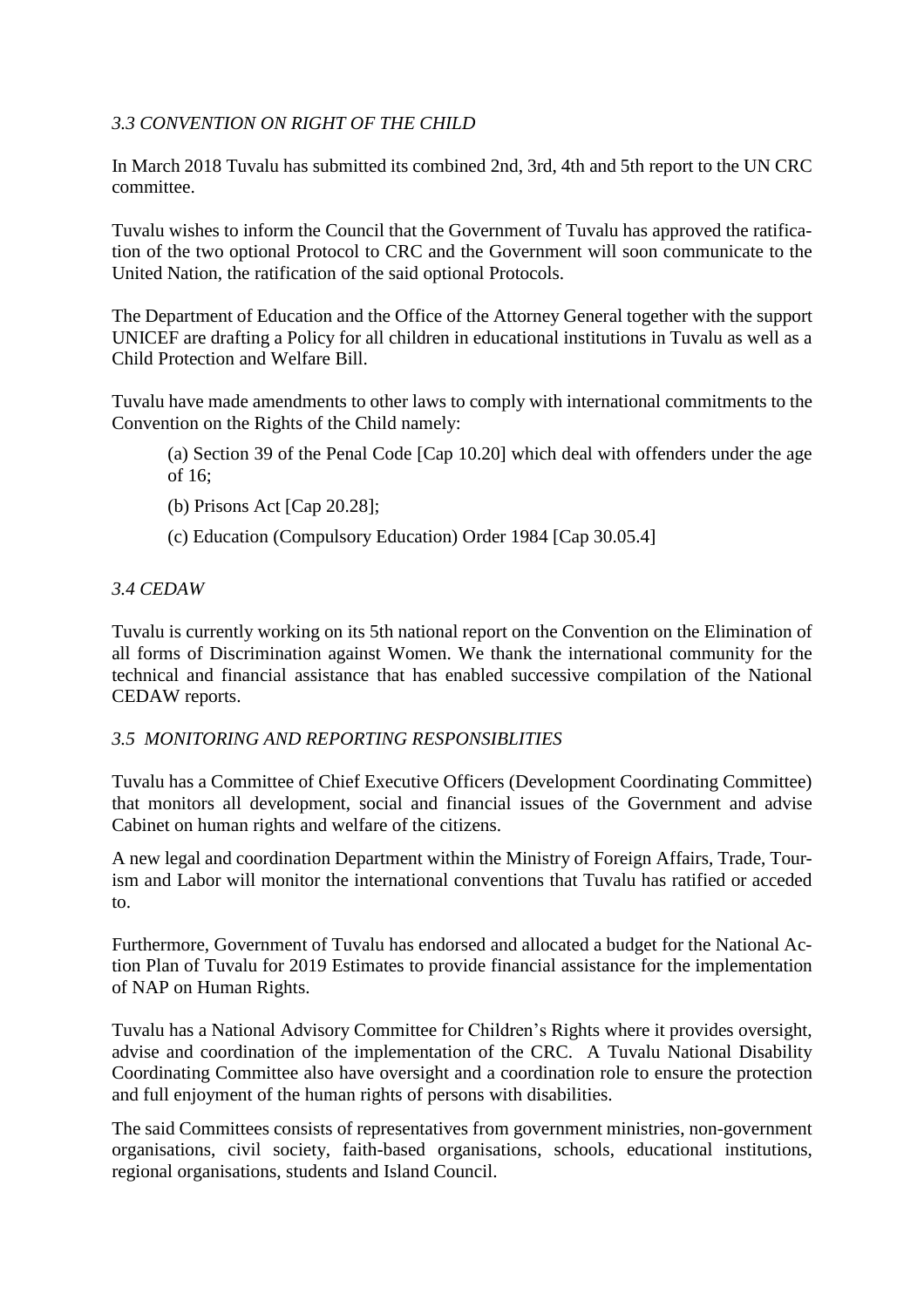### *3.3 CONVENTION ON RIGHT OF THE CHILD*

In March 2018 Tuvalu has submitted its combined 2nd, 3rd, 4th and 5th report to the UN CRC committee.

Tuvalu wishes to inform the Council that the Government of Tuvalu has approved the ratification of the two optional Protocol to CRC and the Government will soon communicate to the United Nation, the ratification of the said optional Protocols.

The Department of Education and the Office of the Attorney General together with the support UNICEF are drafting a Policy for all children in educational institutions in Tuvalu as well as a Child Protection and Welfare Bill.

Tuvalu have made amendments to other laws to comply with international commitments to the Convention on the Rights of the Child namely:

(a) Section 39 of the Penal Code [Cap 10.20] which deal with offenders under the age of 16;

(b) Prisons Act [Cap 20.28];

(c) Education (Compulsory Education) Order 1984 [Cap 30.05.4]

### *3.4 CEDAW*

Tuvalu is currently working on its 5th national report on the Convention on the Elimination of all forms of Discrimination against Women. We thank the international community for the technical and financial assistance that has enabled successive compilation of the National CEDAW reports.

### *3.5 MONITORING AND REPORTING RESPONSIBLITIES*

Tuvalu has a Committee of Chief Executive Officers (Development Coordinating Committee) that monitors all development, social and financial issues of the Government and advise Cabinet on human rights and welfare of the citizens.

A new legal and coordination Department within the Ministry of Foreign Affairs, Trade, Tourism and Labor will monitor the international conventions that Tuvalu has ratified or acceded to.

Furthermore, Government of Tuvalu has endorsed and allocated a budget for the National Action Plan of Tuvalu for 2019 Estimates to provide financial assistance for the implementation of NAP on Human Rights.

Tuvalu has a National Advisory Committee for Children's Rights where it provides oversight, advise and coordination of the implementation of the CRC. A Tuvalu National Disability Coordinating Committee also have oversight and a coordination role to ensure the protection and full enjoyment of the human rights of persons with disabilities.

The said Committees consists of representatives from government ministries, non-government organisations, civil society, faith-based organisations, schools, educational institutions, regional organisations, students and Island Council.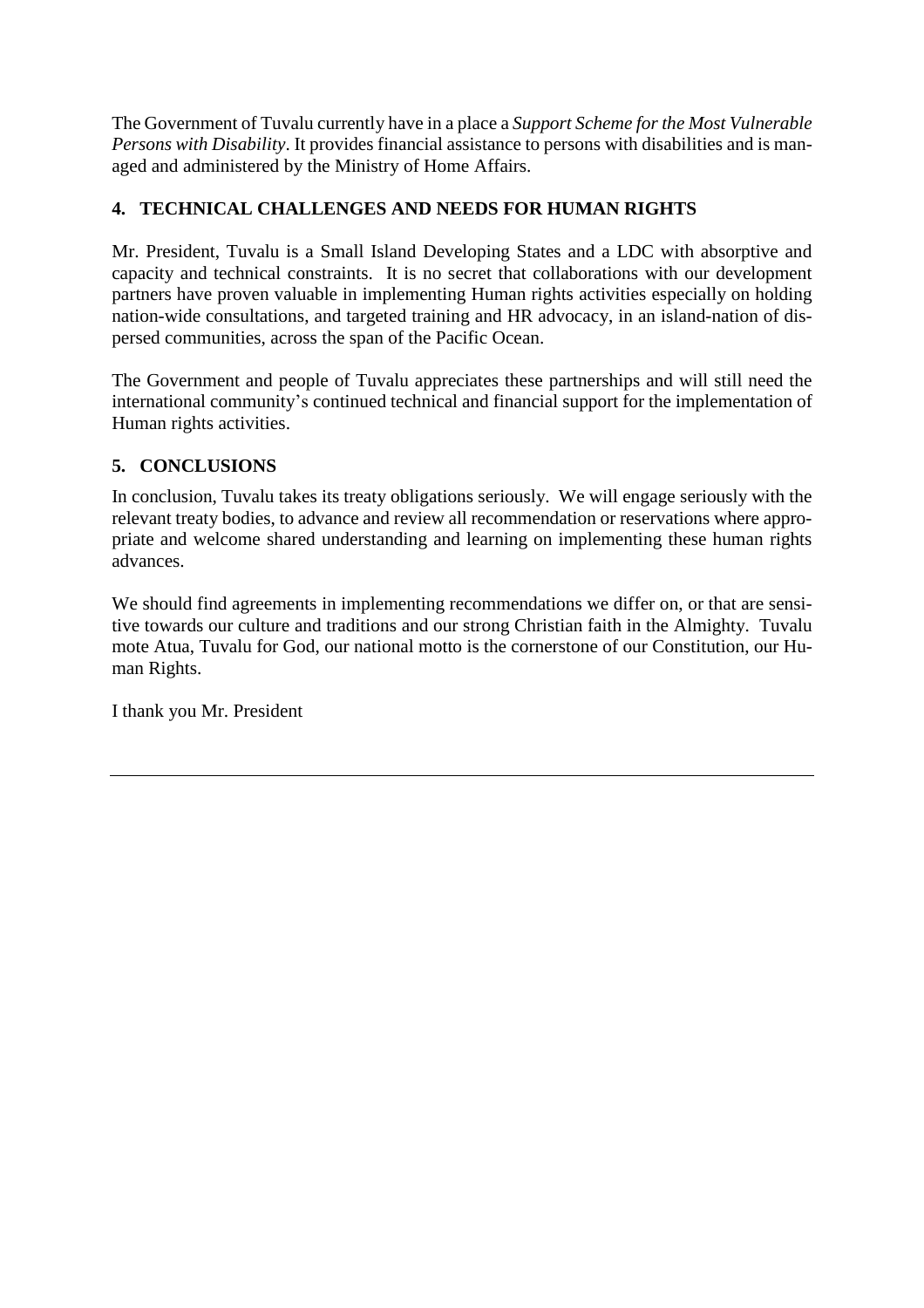The Government of Tuvalu currently have in a place a *Support Scheme for the Most Vulnerable Persons with Disability*. It provides financial assistance to persons with disabilities and is managed and administered by the Ministry of Home Affairs.

## 4. TECHNICAL CHALLENGES AND NEEDS FOR HUMAN RIGHTS

Mr. President, Tuvalu is a Small Island Developing States and a LDC with absorptive and capacity and technical constraints. It is no secret that collaborations with our development partners have proven valuable in implementing Human rights activities especially on holding nation-wide consultations, and targeted training and HR advocacy, in an island-nation of dispersed communities, across the span of the Pacific Ocean.

The Government and people of Tuvalu appreciates these partnerships and will still need the international community's continued technical and financial support for the implementation of Human rights activities.

## 5. CONCLUSIONS

In conclusion, Tuvalu takes its treaty obligations seriously. We will engage seriously with the relevant treaty bodies, to advance and review all recommendation or reservations where appropriate and welcome shared understanding and learning on implementing these human rights advances.

We should find agreements in implementing recommendations we differ on, or that are sensitive towards our culture and traditions and our strong Christian faith in the Almighty. Tuvalu mote Atua, Tuvalu for God, our national motto is the cornerstone of our Constitution, our Human Rights.

I thank you Mr. President

---